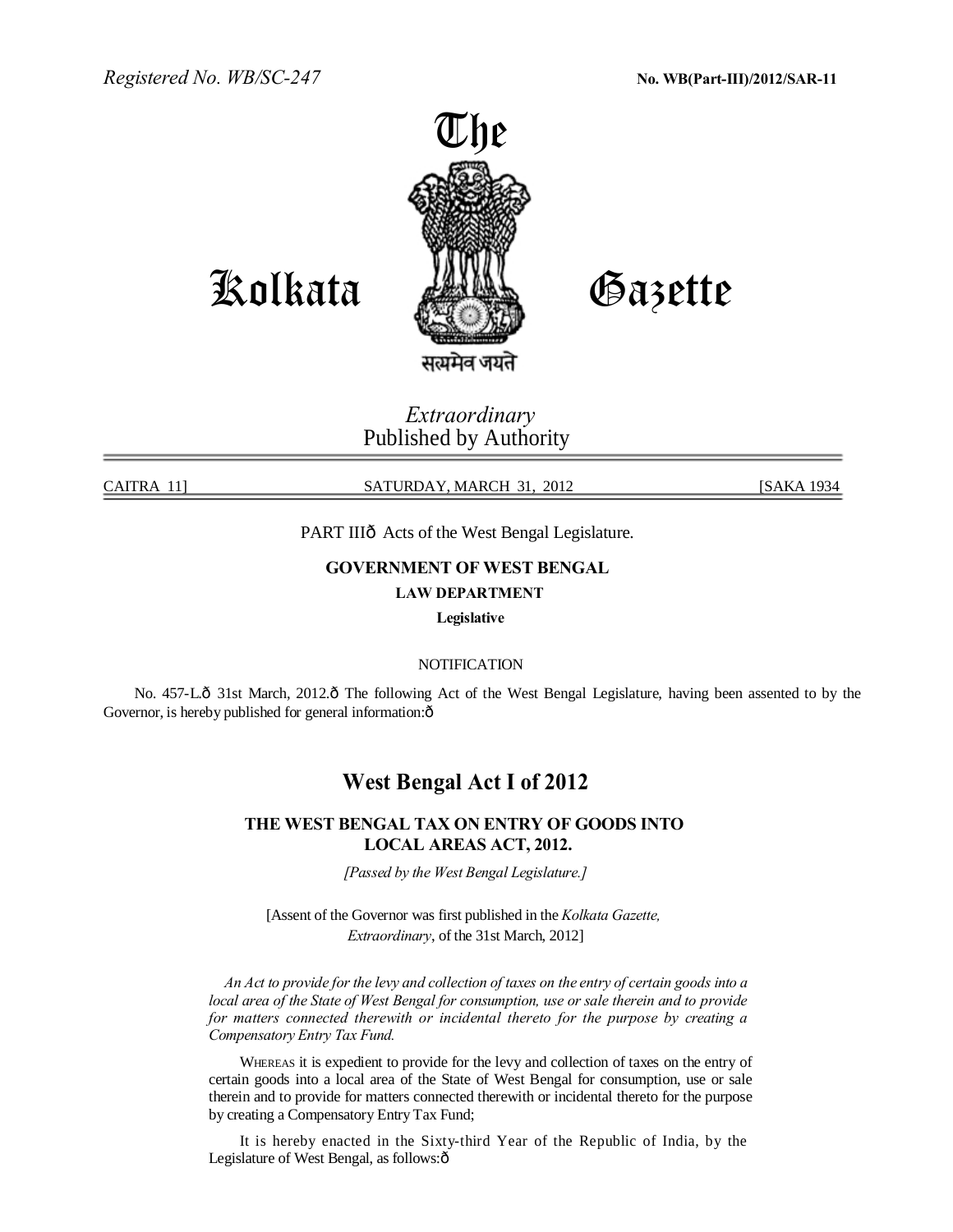*Registered No. WB/SC-247* **No. WB(Part-III)/2012/SAR-11**

# The Kolkata Gazette

सत्यमेव जयते

*Extraordinary*
Published by Authority

CAITRA 11] SATURDAY, MARCH 31, 2012 [SAKA 1934

PART IIIô Acts of the West Bengal Legislature.

**GOVERNMENT OF WEST BENGAL**

**LAW DEPARTMENT**

**Legislative**

NOTIFICATION

No. 457-L.ô 31st March, 2012.ô The following Act of the West Bengal Legislature, having been assented to by the Governor, is hereby published for general information:ô

## West Bengal Act I of 2012

### THE WEST BENGAL TAX ON ENTRY OF GOODS INTO LOCAL AREAS ACT, 2012.

*[Passed by the West Bengal Legislature.]*

[Assent of the Governor was first published in the *Kolkata Gazette, Extraordinary*, of the 31st March, 2012]

*An Act to provide for the levy and collection of taxes on the entry of certain goods into a local area of the State of West Bengal for consumption, use or sale therein and to provide for matters connected therewith or incidental thereto for the purpose by creating a Compensatory Entry Tax Fund.*

WHEREAS it is expedient to provide for the levy and collection of taxes on the entry of certain goods into a local area of the State of West Bengal for consumption, use or sale therein and to provide for matters connected therewith or incidental thereto for the purpose by creating a Compensatory Entry Tax Fund;

It is hereby enacted in the Sixty-third Year of the Republic of India, by the Legislature of West Bengal, as follows:ô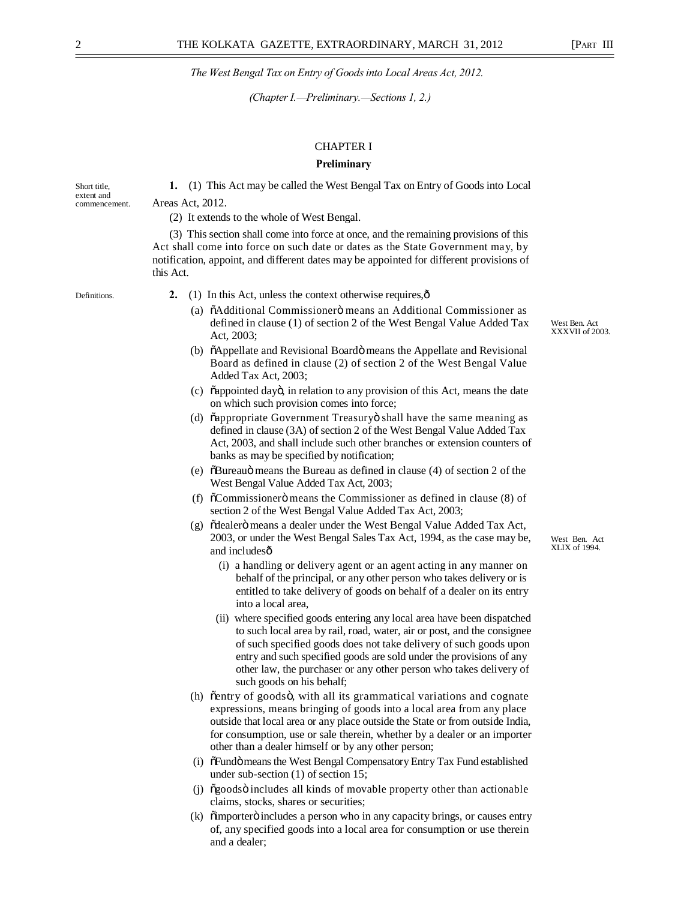*The West Bengal Tax on Entry of Goods into Local Areas Act, 2012.*

*(Chapter I.—Preliminary.—Sections 1, 2.)*

## CHAPTER I

### Preliminary

Short title, extent and commencement.

**1.** (1) This Act may be called the West Bengal Tax on Entry of Goods into Local Areas Act, 2012.

(2) It extends to the whole of West Bengal.

(3) This section shall come into force at once, and the remaining provisions of this Act shall come into force on such date or dates as the State Government may, by notification, appoint, and different dates may be appointed for different provisions of this Act.

Definitions.

**2.** (1) In this Act, unless the context otherwise requires,—

(a) "Additional Commissioner" means an Additional Commissioner as defined in clause (1) of section 2 of the West Bengal Value Added Tax Act, 2003; *[West Ben. Act XXXVII of 2003.]*

(b) "Appellate and Revisional Board" means the Appellate and Revisional Board as defined in clause (2) of section 2 of the West Bengal Value Added Tax Act, 2003;

(c) "appointed day", in relation to any provision of this Act, means the date on which such provision comes into force;

(d) "appropriate Government Treasury" shall have the same meaning as defined in clause (3A) of section 2 of the West Bengal Value Added Tax Act, 2003, and shall include such other branches or extension counters of banks as may be specified by notification;

(e) "Bureau" means the Bureau as defined in clause (4) of section 2 of the West Bengal Value Added Tax Act, 2003;

(f) "Commissioner" means the Commissioner as defined in clause (8) of section 2 of the West Bengal Value Added Tax Act, 2003;

(g) "dealer" means a dealer under the West Bengal Value Added Tax Act, 2003, or under the West Bengal Sales Tax Act, 1994, as the case may be, and includes— *[West Ben. Act XLIX of 1994.]*

(i) a handling or delivery agent or an agent acting in any manner on behalf of the principal, or any other person who takes delivery or is entitled to take delivery of goods on behalf of a dealer on its entry into a local area,

(ii) where specified goods entering any local area have been dispatched to such local area by rail, road, water, air or post, and the consignee of such specified goods does not take delivery of such goods upon entry and such specified goods are sold under the provisions of any other law, the purchaser or any other person who takes delivery of such goods on his behalf;

(h) "entry of goods", with all its grammatical variations and cognate expressions, means bringing of goods into a local area from any place outside that local area or any place outside the State or from outside India, for consumption, use or sale therein, whether by a dealer or an importer other than a dealer himself or by any other person;

(i) "Fund" means the West Bengal Compensatory Entry Tax Fund established under sub-section (1) of section 15;

(j) "goods" includes all kinds of movable property other than actionable claims, stocks, shares or securities;

(k) "importer" includes a person who in any capacity brings, or causes entry of, any specified goods into a local area for consumption or use therein and a dealer;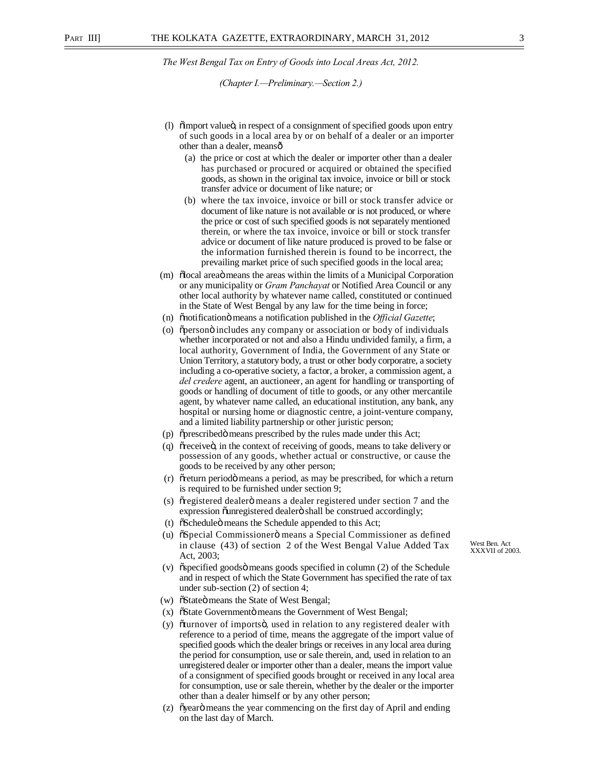*The West Bengal Tax on Entry of Goods into Local Areas Act, 2012.*

*(Chapter I.—Preliminary.—Section 2.)*

(l) "import value", in respect of a consignment of specified goods upon entry of such goods in a local area by or on behalf of a dealer or an importer other than a dealer, means—

(a) the price or cost at which the dealer or importer other than a dealer has purchased or procured or acquired or obtained the specified goods, as shown in the original tax invoice, invoice or bill or stock transfer advice or document of like nature; or

(b) where the tax invoice, invoice or bill or stock transfer advice or document of like nature is not available or is not produced, or where the price or cost of such specified goods is not separately mentioned therein, or where the tax invoice, invoice or bill or stock transfer advice or document of like nature produced is proved to be false or the information furnished therein is found to be incorrect, the prevailing market price of such specified goods in the local area;

(m) "local area" means the areas within the limits of a Municipal Corporation or any municipality or *Gram Panchayat* or Notified Area Council or any other local authority by whatever name called, constituted or continued in the State of West Bengal by any law for the time being in force;

(n) "notification" means a notification published in the *Official Gazette*;

(o) "person" includes any company or association or body of individuals whether incorporated or not and also a Hindu undivided family, a firm, a local authority, Government of India, the Government of any State or Union Territory, a statutory body, a trust or other body corporatre, a society including a co-operative society, a factor, a broker, a commission agent, a *del credere* agent, an auctioneer, an agent for handling or transporting of goods or handling of document of title to goods, or any other mercantile agent, by whatever name called, an educational institution, any bank, any hospital or nursing home or diagnostic centre, a joint-venture company, and a limited liability partnership or other juristic person;

(p) "prescribed" means prescribed by the rules made under this Act;

(q) "receive", in the context of receiving of goods, means to take delivery or possession of any goods, whether actual or constructive, or cause the goods to be received by any other person;

(r) "return period" means a period, as may be prescribed, for which a return is required to be furnished under section 9;

(s) "registered dealer" means a dealer registered under section 7 and the expression "unregistered dealer" shall be construed accordingly;

(t) "Schedule" means the Schedule appended to this Act;

(u) "Special Commissioner" means a Special Commissioner as defined in clause (43) of section 2 of the West Bengal Value Added Tax Act, 2003; West Ben. Act XXXVII of 2003.

(v) "specified goods" means goods specified in column (2) of the Schedule and in respect of which the State Government has specified the rate of tax under sub-section (2) of section 4;

(w) "State" means the State of West Bengal;

(x) "State Government" means the Government of West Bengal;

(y) "turnover of imports", used in relation to any registered dealer with reference to a period of time, means the aggregate of the import value of specified goods which the dealer brings or receives in any local area during the period for consumption, use or sale therein, and, used in relation to an unregistered dealer or importer other than a dealer, means the import value of a consignment of specified goods brought or received in any local area for consumption, use or sale therein, whether by the dealer or the importer other than a dealer himself or by any other person;

(z) "year" means the year commencing on the first day of April and ending on the last day of March.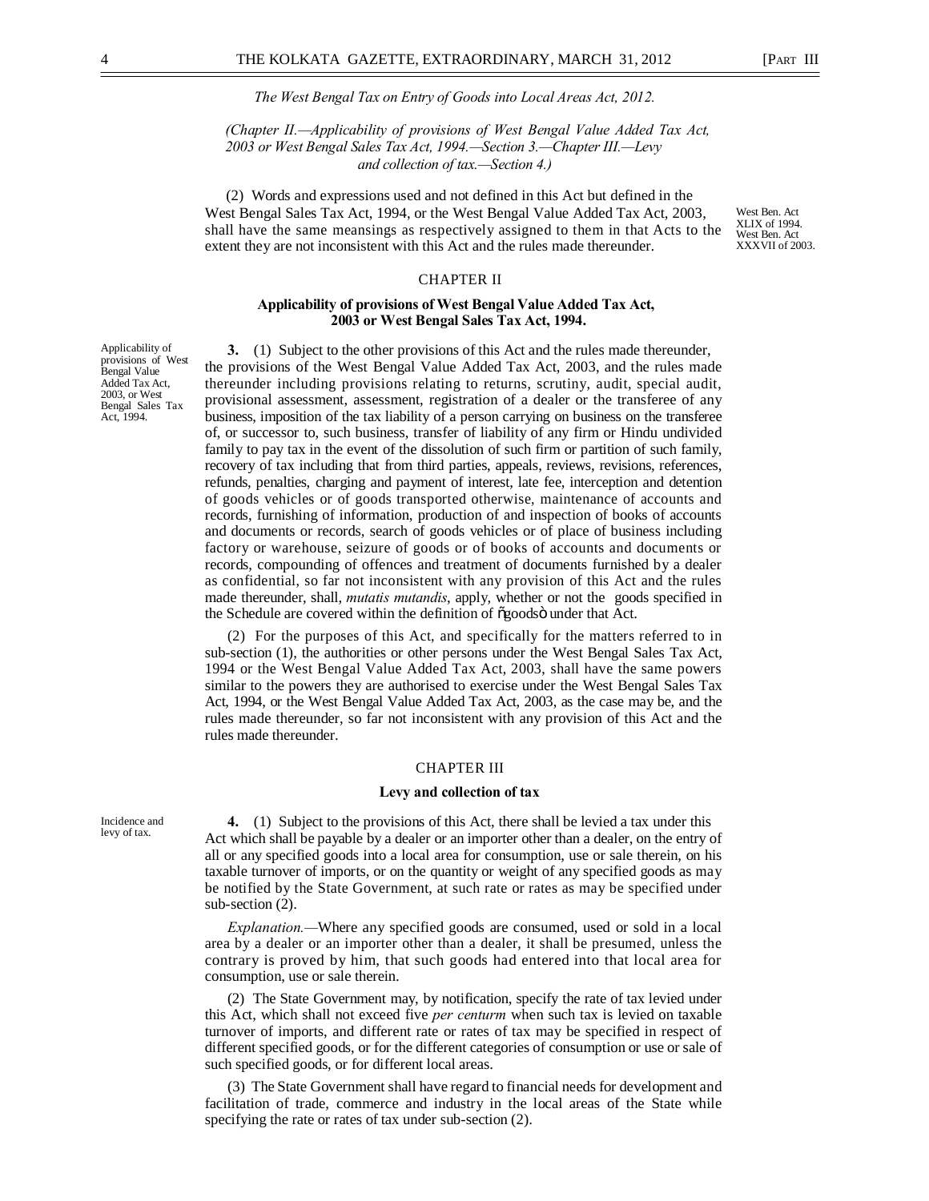*The West Bengal Tax on Entry of Goods into Local Areas Act, 2012.*

*(Chapter II.—Applicability of provisions of West Bengal Value Added Tax Act, 2003 or West Bengal Sales Tax Act, 1994.—Section 3.—Chapter III.—Levy and collection of tax.—Section 4.)*

(2) Words and expressions used and not defined in this Act but defined in the West Bengal Sales Tax Act, 1994, or the West Bengal Value Added Tax Act, 2003, shall have the same meansings as respectively assigned to them in that Acts to the extent they are not inconsistent with this Act and the rules made thereunder.

West Ben. Act XLIX of 1994. West Ben. Act XXXVII of 2003.

## CHAPTER II

### Applicability of provisions of West Bengal Value Added Tax Act, 2003 or West Bengal Sales Tax Act, 1994.

Applicability of provisions of West Bengal Value Added Tax Act, 2003, or West Bengal Sales Tax Act, 1994.

**3.** (1) Subject to the other provisions of this Act and the rules made thereunder, the provisions of the West Bengal Value Added Tax Act, 2003, and the rules made thereunder including provisions relating to returns, scrutiny, audit, special audit, provisional assessment, assessment, registration of a dealer or the transferee of any business, imposition of the tax liability of a person carrying on business on the transferee of, or successor to, such business, transfer of liability of any firm or Hindu undivided family to pay tax in the event of the dissolution of such firm or partition of such family, recovery of tax including that from third parties, appeals, reviews, revisions, references, refunds, penalties, charging and payment of interest, late fee, interception and detention of goods vehicles or of goods transported otherwise, maintenance of accounts and records, furnishing of information, production of and inspection of books of accounts and documents or records, search of goods vehicles or of place of business including factory or warehouse, seizure of goods or of books of accounts and documents or records, compounding of offences and treatment of documents furnished by a dealer as confidential, so far not inconsistent with any provision of this Act and the rules made thereunder, shall, *mutatis mutandis*, apply, whether or not the goods specified in the Schedule are covered within the definition of õgoodsö under that Act.

(2) For the purposes of this Act, and specifically for the matters referred to in sub-section (1), the authorities or other persons under the West Bengal Sales Tax Act, 1994 or the West Bengal Value Added Tax Act, 2003, shall have the same powers similar to the powers they are authorised to exercise under the West Bengal Sales Tax Act, 1994, or the West Bengal Value Added Tax Act, 2003, as the case may be, and the rules made thereunder, so far not inconsistent with any provision of this Act and the rules made thereunder.

## CHAPTER III

### Levy and collection of tax

Incidence and levy of tax.

**4.** (1) Subject to the provisions of this Act, there shall be levied a tax under this Act which shall be payable by a dealer or an importer other than a dealer, on the entry of all or any specified goods into a local area for consumption, use or sale therein, on his taxable turnover of imports, or on the quantity or weight of any specified goods as may be notified by the State Government, at such rate or rates as may be specified under sub-section (2).

*Explanation.—*Where any specified goods are consumed, used or sold in a local area by a dealer or an importer other than a dealer, it shall be presumed, unless the contrary is proved by him, that such goods had entered into that local area for consumption, use or sale therein.

(2) The State Government may, by notification, specify the rate of tax levied under this Act, which shall not exceed five *per centurm* when such tax is levied on taxable turnover of imports, and different rate or rates of tax may be specified in respect of different specified goods, or for the different categories of consumption or use or sale of such specified goods, or for different local areas.

(3) The State Government shall have regard to financial needs for development and facilitation of trade, commerce and industry in the local areas of the State while specifying the rate or rates of tax under sub-section (2).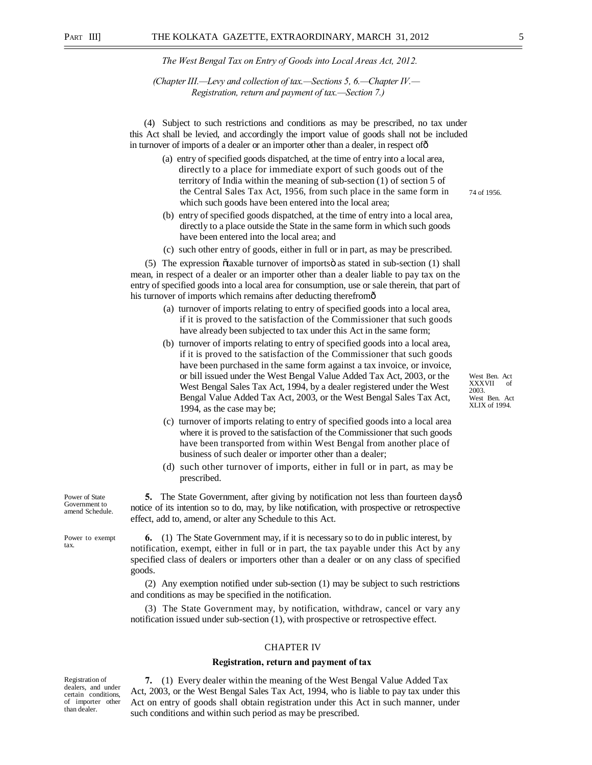*The West Bengal Tax on Entry of Goods into Local Areas Act, 2012.*

*(Chapter III.—Levy and collection of tax.—Sections 5, 6.—Chapter IV.—Registration, return and payment of tax.—Section 7.)*

(4) Subject to such restrictions and conditions as may be prescribed, no tax under this Act shall be levied, and accordingly the import value of goods shall not be included in turnover of imports of a dealer or an importer other than a dealer, in respect of—

(a) entry of specified goods dispatched, at the time of entry into a local area, directly to a place for immediate export of such goods out of the territory of India within the meaning of sub-section (1) of section 5 of the Central Sales Tax Act, 1956, from such place in the same form in which such goods have been entered into the local area; 74 of 1956.

(b) entry of specified goods dispatched, at the time of entry into a local area, directly to a place outside the State in the same form in which such goods have been entered into the local area; and

(c) such other entry of goods, either in full or in part, as may be prescribed.

(5) The expression "taxable turnover of imports" as stated in sub-section (1) shall mean, in respect of a dealer or an importer other than a dealer liable to pay tax on the entry of specified goods into a local area for consumption, use or sale therein, that part of his turnover of imports which remains after deducting therefrom—

(a) turnover of imports relating to entry of specified goods into a local area, if it is proved to the satisfaction of the Commissioner that such goods have already been subjected to tax under this Act in the same form;

(b) turnover of imports relating to entry of specified goods into a local area, if it is proved to the satisfaction of the Commissioner that such goods have been purchased in the same form against a tax invoice, or invoice, or bill issued under the West Bengal Value Added Tax Act, 2003, or the West Bengal Sales Tax Act, 1994, by a dealer registered under the West Bengal Value Added Tax Act, 2003, or the West Bengal Sales Tax Act, 1994, as the case may be; West Ben. Act XXXVII of 2003. West Ben. Act XLIX of 1994.

(c) turnover of imports relating to entry of specified goods into a local area where it is proved to the satisfaction of the Commissioner that such goods have been transported from within West Bengal from another place of business of such dealer or importer other than a dealer;

(d) such other turnover of imports, either in full or in part, as may be prescribed.

Power of State Government to amend Schedule.

**5.** The State Government, after giving by notification not less than fourteen days' notice of its intention so to do, may, by like notification, with prospective or retrospective effect, add to, amend, or alter any Schedule to this Act.

Power to exempt tax.

**6.** (1) The State Government may, if it is necessary so to do in public interest, by notification, exempt, either in full or in part, the tax payable under this Act by any specified class of dealers or importers other than a dealer or on any class of specified goods.

(2) Any exemption notified under sub-section (1) may be subject to such restrictions and conditions as may be specified in the notification.

(3) The State Government may, by notification, withdraw, cancel or vary any notification issued under sub-section (1), with prospective or retrospective effect.

## CHAPTER IV

### Registration, return and payment of tax

Registration of dealers, and under certain conditions, of importer other than dealer.

**7.** (1) Every dealer within the meaning of the West Bengal Value Added Tax Act, 2003, or the West Bengal Sales Tax Act, 1994, who is liable to pay tax under this Act on entry of goods shall obtain registration under this Act in such manner, under such conditions and within such period as may be prescribed.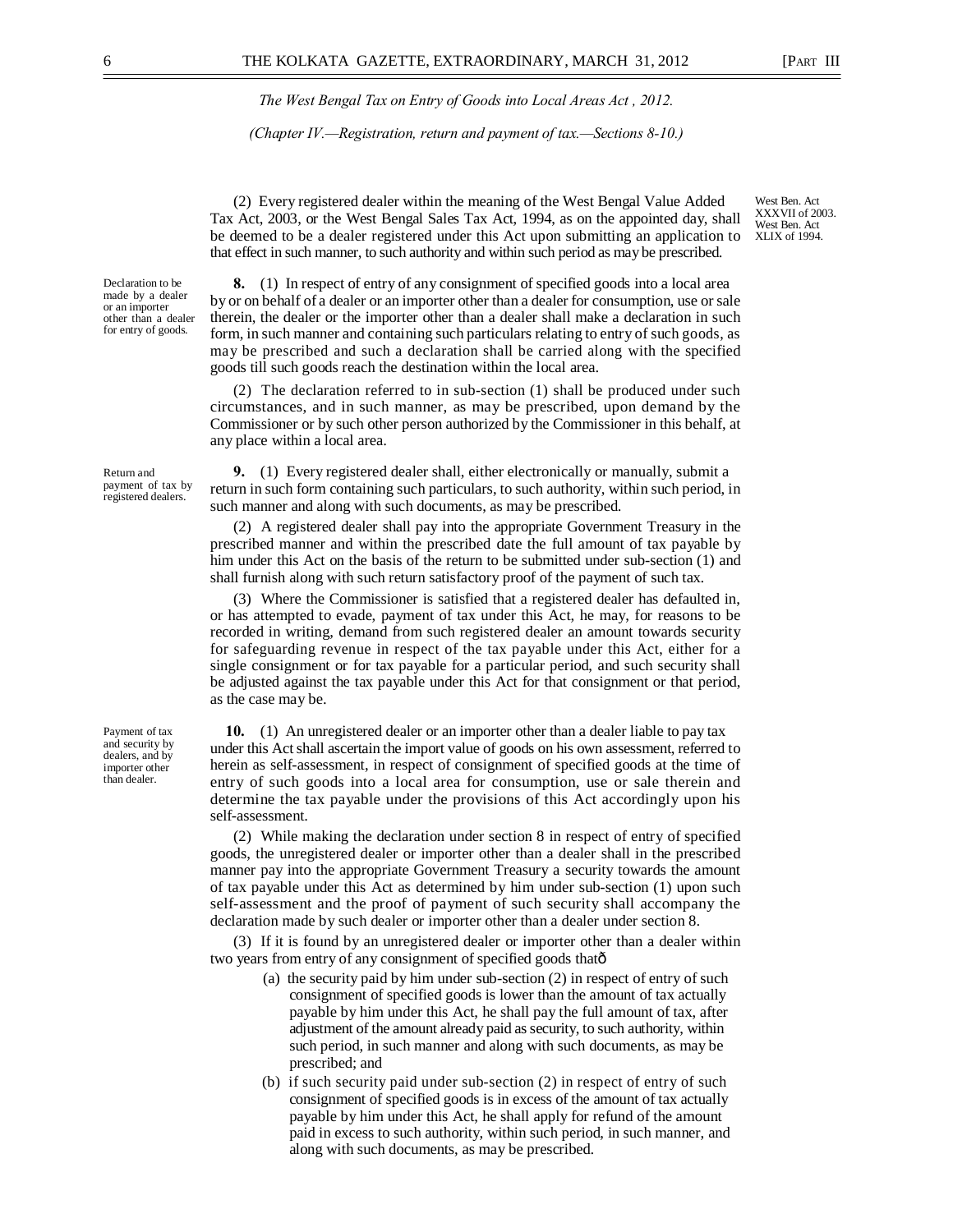*The West Bengal Tax on Entry of Goods into Local Areas Act , 2012.*

*(Chapter IV.—Registration, return and payment of tax.—Sections 8-10.)*

(2) Every registered dealer within the meaning of the West Bengal Value Added Tax Act, 2003, or the West Bengal Sales Tax Act, 1994, as on the appointed day, shall be deemed to be a dealer registered under this Act upon submitting an application to that effect in such manner, to such authority and within such period as may be prescribed.

West Ben. Act XXXVII of 2003. West Ben. Act XLIX of 1994.

Declaration to be made by a dealer or an importer other than a dealer for entry of goods.

**8.** (1) In respect of entry of any consignment of specified goods into a local area by or on behalf of a dealer or an importer other than a dealer for consumption, use or sale therein, the dealer or the importer other than a dealer shall make a declaration in such form, in such manner and containing such particulars relating to entry of such goods, as may be prescribed and such a declaration shall be carried along with the specified goods till such goods reach the destination within the local area.

(2) The declaration referred to in sub-section (1) shall be produced under such circumstances, and in such manner, as may be prescribed, upon demand by the Commissioner or by such other person authorized by the Commissioner in this behalf, at any place within a local area.

Return and payment of tax by registered dealers.

**9.** (1) Every registered dealer shall, either electronically or manually, submit a return in such form containing such particulars, to such authority, within such period, in such manner and along with such documents, as may be prescribed.

(2) A registered dealer shall pay into the appropriate Government Treasury in the prescribed manner and within the prescribed date the full amount of tax payable by him under this Act on the basis of the return to be submitted under sub-section (1) and shall furnish along with such return satisfactory proof of the payment of such tax.

(3) Where the Commissioner is satisfied that a registered dealer has defaulted in, or has attempted to evade, payment of tax under this Act, he may, for reasons to be recorded in writing, demand from such registered dealer an amount towards security for safeguarding revenue in respect of the tax payable under this Act, either for a single consignment or for tax payable for a particular period, and such security shall be adjusted against the tax payable under this Act for that consignment or that period, as the case may be.

Payment of tax and security by dealers, and by importer other than dealer.

**10.** (1) An unregistered dealer or an importer other than a dealer liable to pay tax under this Act shall ascertain the import value of goods on his own assessment, referred to herein as self-assessment, in respect of consignment of specified goods at the time of entry of such goods into a local area for consumption, use or sale therein and determine the tax payable under the provisions of this Act accordingly upon his self-assessment.

(2) While making the declaration under section 8 in respect of entry of specified goods, the unregistered dealer or importer other than a dealer shall in the prescribed manner pay into the appropriate Government Treasury a security towards the amount of tax payable under this Act as determined by him under sub-section (1) upon such self-assessment and the proof of payment of such security shall accompany the declaration made by such dealer or importer other than a dealer under section 8.

(3) If it is found by an unregistered dealer or importer other than a dealer within two years from entry of any consignment of specified goods thatð

(a) the security paid by him under sub-section (2) in respect of entry of such consignment of specified goods is lower than the amount of tax actually payable by him under this Act, he shall pay the full amount of tax, after adjustment of the amount already paid as security, to such authority, within such period, in such manner and along with such documents, as may be prescribed; and

(b) if such security paid under sub-section (2) in respect of entry of such consignment of specified goods is in excess of the amount of tax actually payable by him under this Act, he shall apply for refund of the amount paid in excess to such authority, within such period, in such manner, and along with such documents, as may be prescribed.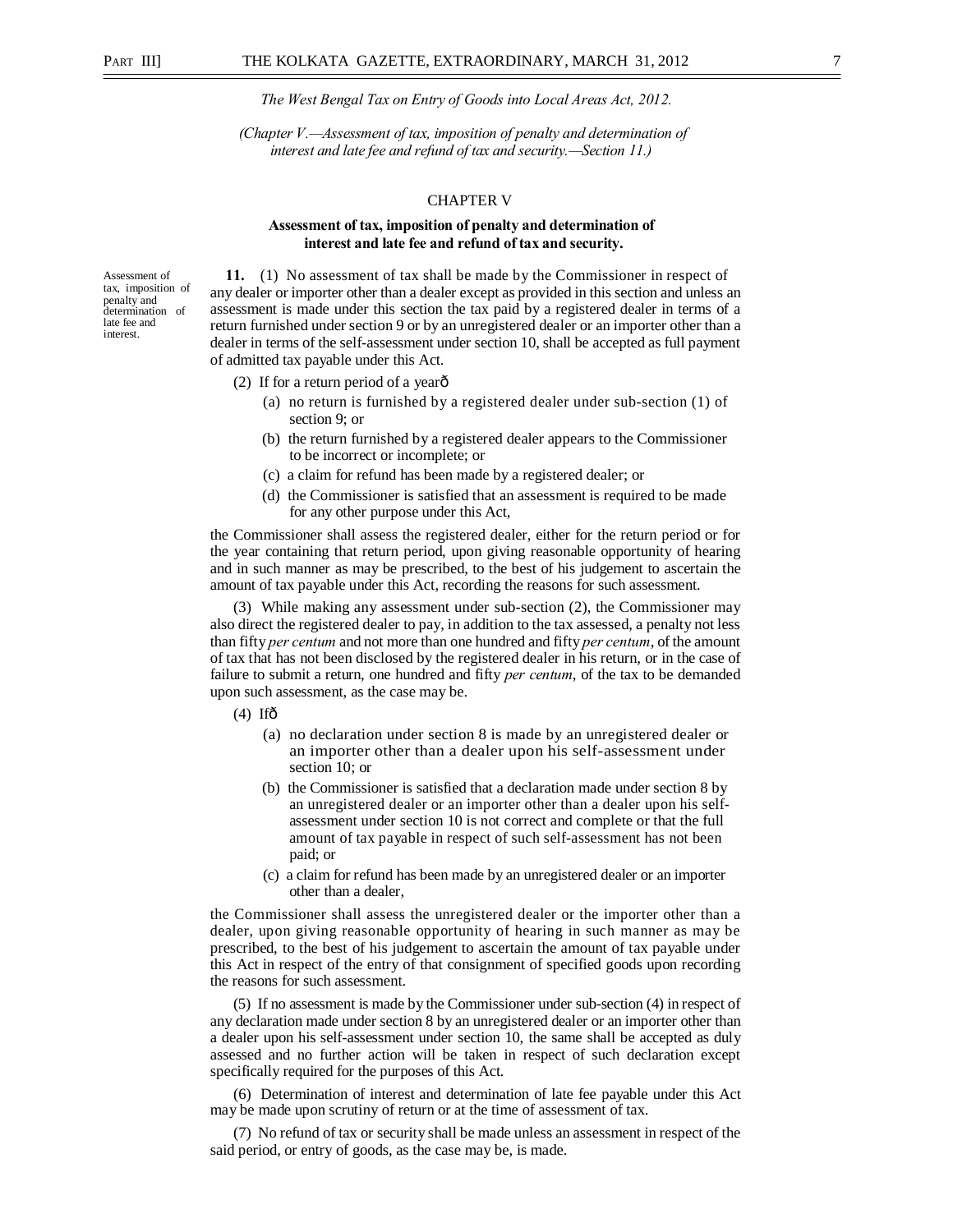*The West Bengal Tax on Entry of Goods into Local Areas Act, 2012.*

*(Chapter V.—Assessment of tax, imposition of penalty and determination of interest and late fee and refund of tax and security.—Section 11.)*

## CHAPTER V

### Assessment of tax, imposition of penalty and determination of interest and late fee and refund of tax and security.

Assessment of tax, imposition of penalty and determination of late fee and interest.

**11.** (1) No assessment of tax shall be made by the Commissioner in respect of any dealer or importer other than a dealer except as provided in this section and unless an assessment is made under this section the tax paid by a registered dealer in terms of a return furnished under section 9 or by an unregistered dealer or an importer other than a dealer in terms of the self-assessment under section 10, shall be accepted as full payment of admitted tax payable under this Act.

(2) If for a return period of a yearð

- (a) no return is furnished by a registered dealer under sub-section (1) of section 9; or
- (b) the return furnished by a registered dealer appears to the Commissioner to be incorrect or incomplete; or
- (c) a claim for refund has been made by a registered dealer; or
- (d) the Commissioner is satisfied that an assessment is required to be made for any other purpose under this Act,

the Commissioner shall assess the registered dealer, either for the return period or for the year containing that return period, upon giving reasonable opportunity of hearing and in such manner as may be prescribed, to the best of his judgement to ascertain the amount of tax payable under this Act, recording the reasons for such assessment.

(3) While making any assessment under sub-section (2), the Commissioner may also direct the registered dealer to pay, in addition to the tax assessed, a penalty not less than fifty *per centum* and not more than one hundred and fifty *per centum*, of the amount of tax that has not been disclosed by the registered dealer in his return, or in the case of failure to submit a return, one hundred and fifty *per centum*, of the tax to be demanded upon such assessment, as the case may be.

(4) Ifð

- (a) no declaration under section 8 is made by an unregistered dealer or an importer other than a dealer upon his self-assessment under section 10; or
- (b) the Commissioner is satisfied that a declaration made under section 8 by an unregistered dealer or an importer other than a dealer upon his self-assessment under section 10 is not correct and complete or that the full amount of tax payable in respect of such self-assessment has not been paid; or
- (c) a claim for refund has been made by an unregistered dealer or an importer other than a dealer,

the Commissioner shall assess the unregistered dealer or the importer other than a dealer, upon giving reasonable opportunity of hearing in such manner as may be prescribed, to the best of his judgement to ascertain the amount of tax payable under this Act in respect of the entry of that consignment of specified goods upon recording the reasons for such assessment.

(5) If no assessment is made by the Commissioner under sub-section (4) in respect of any declaration made under section 8 by an unregistered dealer or an importer other than a dealer upon his self-assessment under section 10, the same shall be accepted as duly assessed and no further action will be taken in respect of such declaration except specifically required for the purposes of this Act.

(6) Determination of interest and determination of late fee payable under this Act may be made upon scrutiny of return or at the time of assessment of tax.

(7) No refund of tax or security shall be made unless an assessment in respect of the said period, or entry of goods, as the case may be, is made.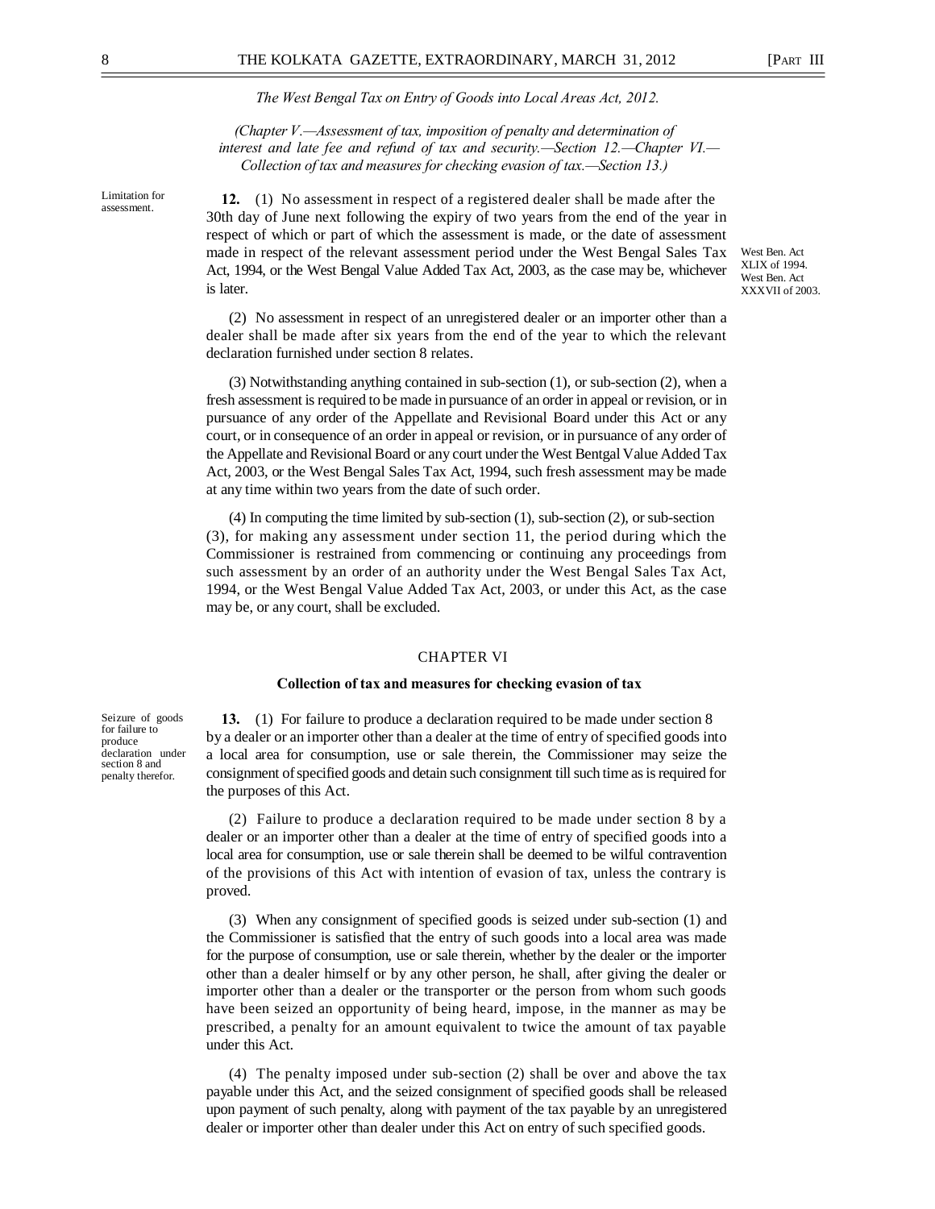*The West Bengal Tax on Entry of Goods into Local Areas Act, 2012.*

*(Chapter V.—Assessment of tax, imposition of penalty and determination of interest and late fee and refund of tax and security.—Section 12.—Chapter VI.— Collection of tax and measures for checking evasion of tax.—Section 13.)*

Limitation for assessment.

**12.** (1) No assessment in respect of a registered dealer shall be made after the 30th day of June next following the expiry of two years from the end of the year in respect of which or part of which the assessment is made, or the date of assessment made in respect of the relevant assessment period under the West Bengal Sales Tax Act, 1994, or the West Bengal Value Added Tax Act, 2003, as the case may be, whichever is later.

West Ben. Act XLIX of 1994. West Ben. Act XXXVII of 2003.

(2) No assessment in respect of an unregistered dealer or an importer other than a dealer shall be made after six years from the end of the year to which the relevant declaration furnished under section 8 relates.

(3) Notwithstanding anything contained in sub-section (1), or sub-section (2), when a fresh assessment is required to be made in pursuance of an order in appeal or revision, or in pursuance of any order of the Appellate and Revisional Board under this Act or any court, or in consequence of an order in appeal or revision, or in pursuance of any order of the Appellate and Revisional Board or any court under the West Bentgal Value Added Tax Act, 2003, or the West Bengal Sales Tax Act, 1994, such fresh assessment may be made at any time within two years from the date of such order.

(4) In computing the time limited by sub-section (1), sub-section (2), or sub-section (3), for making any assessment under section 11, the period during which the Commissioner is restrained from commencing or continuing any proceedings from such assessment by an order of an authority under the West Bengal Sales Tax Act, 1994, or the West Bengal Value Added Tax Act, 2003, or under this Act, as the case may be, or any court, shall be excluded.

## CHAPTER VI

### Collection of tax and measures for checking evasion of tax

Seizure of goods for failure to produce declaration under section 8 and penalty therefor.

**13.** (1) For failure to produce a declaration required to be made under section 8 by a dealer or an importer other than a dealer at the time of entry of specified goods into a local area for consumption, use or sale therein, the Commissioner may seize the consignment of specified goods and detain such consignment till such time as is required for the purposes of this Act.

(2) Failure to produce a declaration required to be made under section 8 by a dealer or an importer other than a dealer at the time of entry of specified goods into a local area for consumption, use or sale therein shall be deemed to be wilful contravention of the provisions of this Act with intention of evasion of tax, unless the contrary is proved.

(3) When any consignment of specified goods is seized under sub-section (1) and the Commissioner is satisfied that the entry of such goods into a local area was made for the purpose of consumption, use or sale therein, whether by the dealer or the importer other than a dealer himself or by any other person, he shall, after giving the dealer or importer other than a dealer or the transporter or the person from whom such goods have been seized an opportunity of being heard, impose, in the manner as may be prescribed, a penalty for an amount equivalent to twice the amount of tax payable under this Act.

(4) The penalty imposed under sub-section (2) shall be over and above the tax payable under this Act, and the seized consignment of specified goods shall be released upon payment of such penalty, along with payment of the tax payable by an unregistered dealer or importer other than dealer under this Act on entry of such specified goods.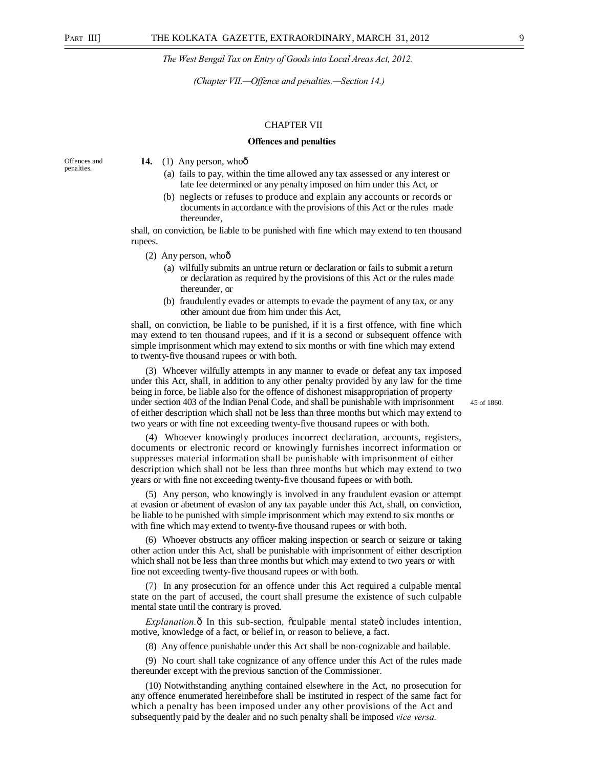*(Chapter VII.—Offence and penalties.—Section 14.)*

## CHAPTER VII

### Offences and penalties

Offences and penalties.

**14.** (1) Any person, who—

(a) fails to pay, within the time allowed any tax assessed or any interest or late fee determined or any penalty imposed on him under this Act, or

(b) neglects or refuses to produce and explain any accounts or records or documents in accordance with the provisions of this Act or the rules made thereunder,

shall, on conviction, be liable to be punished with fine which may extend to ten thousand rupees.

(2) Any person, who—

(a) wilfully submits an untrue return or declaration or fails to submit a return or declaration as required by the provisions of this Act or the rules made thereunder, or

(b) fraudulently evades or attempts to evade the payment of any tax, or any other amount due from him under this Act,

shall, on conviction, be liable to be punished, if it is a first offence, with fine which may extend to ten thousand rupees, and if it is a second or subsequent offence with simple imprisonment which may extend to six months or with fine which may extend to twenty-five thousand rupees or with both.

(3) Whoever wilfully attempts in any manner to evade or defeat any tax imposed under this Act, shall, in addition to any other penalty provided by any law for the time being in force, be liable also for the offence of dishonest misappropriation of property under section 403 of the Indian Penal Code, and shall be punishable with imprisonment of either description which shall not be less than three months but which may extend to two years or with fine not exceeding twenty-five thousand rupees or with both.

45 of 1860.

(4) Whoever knowingly produces incorrect declaration, accounts, registers, documents or electronic record or knowingly furnishes incorrect information or suppresses material information shall be punishable with imprisonment of either description which shall not be less than three months but which may extend to two years or with fine not exceeding twenty-five thousand fupees or with both.

(5) Any person, who knowingly is involved in any fraudulent evasion or attempt at evasion or abetment of evasion of any tax payable under this Act, shall, on conviction, be liable to be punished with simple imprisonment which may extend to six months or with fine which may extend to twenty-five thousand rupees or with both.

(6) Whoever obstructs any officer making inspection or search or seizure or taking other action under this Act, shall be punishable with imprisonment of either description which shall not be less than three months but which may extend to two years or with fine not exceeding twenty-five thousand rupees or with both.

(7) In any prosecution for an offence under this Act required a culpable mental state on the part of accused, the court shall presume the existence of such culpable mental state until the contrary is proved.

*Explanation.*— In this sub-section, "culpable mental state" includes intention, motive, knowledge of a fact, or belief in, or reason to believe, a fact.

(8) Any offence punishable under this Act shall be non-cognizable and bailable.

(9) No court shall take cognizance of any offence under this Act of the rules made thereunder except with the previous sanction of the Commissioner.

(10) Notwithstanding anything contained elsewhere in the Act, no prosecution for any offence enumerated hereinbefore shall be instituted in respect of the same fact for which a penalty has been imposed under any other provisions of the Act and subsequently paid by the dealer and no such penalty shall be imposed *vice versa.*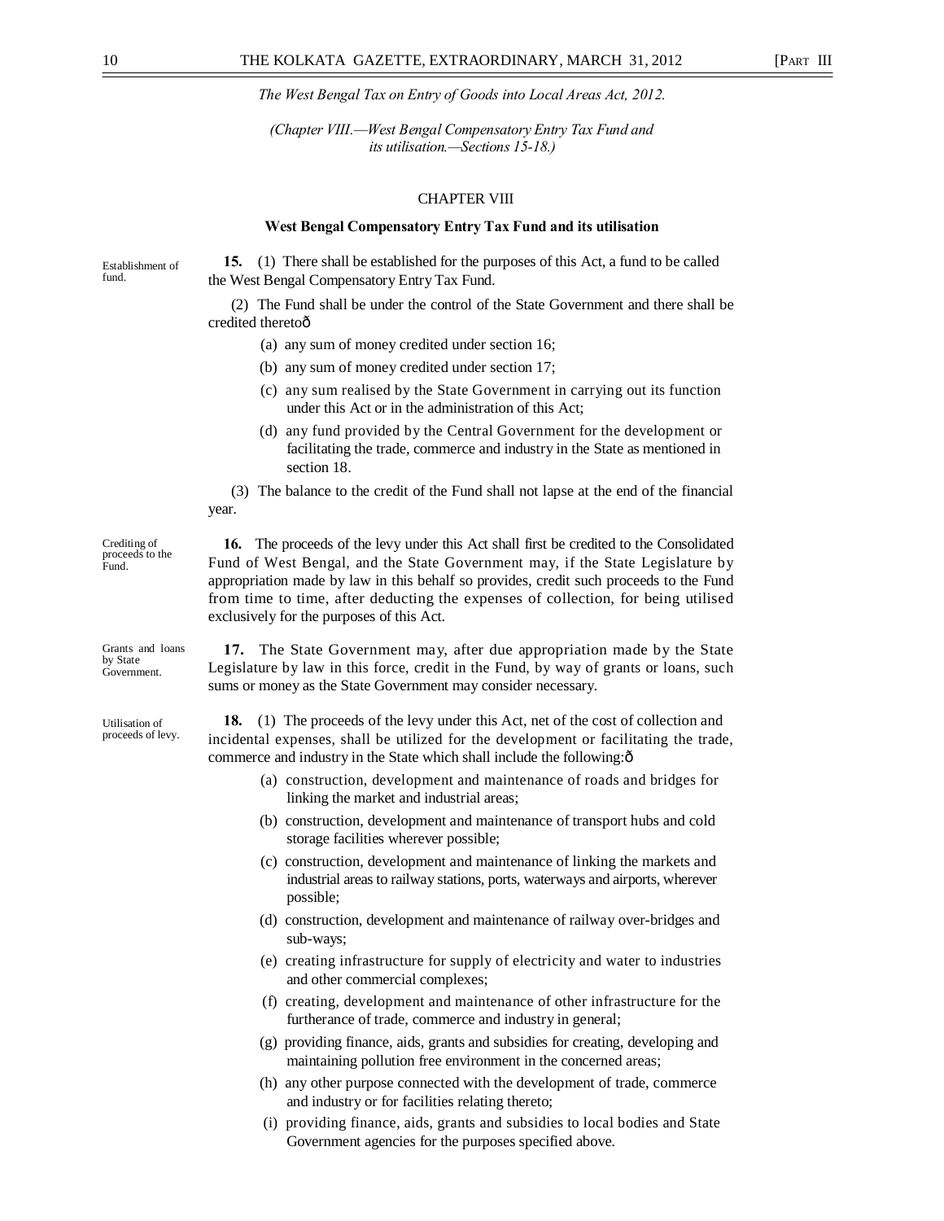*The West Bengal Tax on Entry of Goods into Local Areas Act, 2012.*

*(Chapter VIII.—West Bengal Compensatory Entry Tax Fund and its utilisation.—Sections 15-18.)*

## CHAPTER VIII

### West Bengal Compensatory Entry Tax Fund and its utilisation

Establishment of fund.

**15.** (1) There shall be established for the purposes of this Act, a fund to be called the West Bengal Compensatory Entry Tax Fund.

(2) The Fund shall be under the control of the State Government and there shall be credited theretoô

- (a) any sum of money credited under section 16;
- (b) any sum of money credited under section 17;
- (c) any sum realised by the State Government in carrying out its function under this Act or in the administration of this Act;
- (d) any fund provided by the Central Government for the development or facilitating the trade, commerce and industry in the State as mentioned in section 18.

(3) The balance to the credit of the Fund shall not lapse at the end of the financial year.

Crediting of proceeds to the Fund.

**16.** The proceeds of the levy under this Act shall first be credited to the Consolidated Fund of West Bengal, and the State Government may, if the State Legislature by appropriation made by law in this behalf so provides, credit such proceeds to the Fund from time to time, after deducting the expenses of collection, for being utilised exclusively for the purposes of this Act.

Grants and loans by State Government.

**17.** The State Government may, after due appropriation made by the State Legislature by law in this force, credit in the Fund, by way of grants or loans, such sums or money as the State Government may consider necessary.

Utilisation of proceeds of levy.

**18.** (1) The proceeds of the levy under this Act, net of the cost of collection and incidental expenses, shall be utilized for the development or facilitating the trade, commerce and industry in the State which shall include the following:ô

- (a) construction, development and maintenance of roads and bridges for linking the market and industrial areas;
- (b) construction, development and maintenance of transport hubs and cold storage facilities wherever possible;
- (c) construction, development and maintenance of linking the markets and industrial areas to railway stations, ports, waterways and airports, wherever possible;
- (d) construction, development and maintenance of railway over-bridges and sub-ways;
- (e) creating infrastructure for supply of electricity and water to industries and other commercial complexes;
- (f) creating, development and maintenance of other infrastructure for the furtherance of trade, commerce and industry in general;
- (g) providing finance, aids, grants and subsidies for creating, developing and maintaining pollution free environment in the concerned areas;
- (h) any other purpose connected with the development of trade, commerce and industry or for facilities relating thereto;
- (i) providing finance, aids, grants and subsidies to local bodies and State Government agencies for the purposes specified above.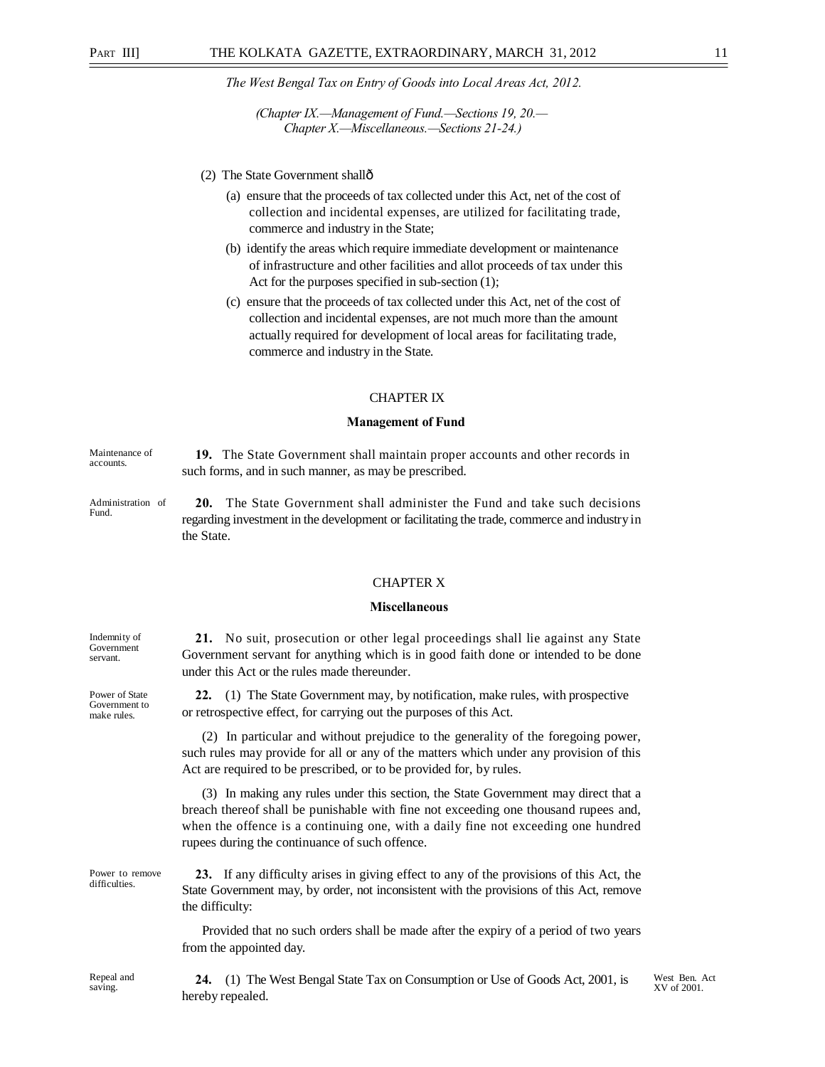(2) The State Government shallô

(a) ensure that the proceeds of tax collected under this Act, net of the cost of collection and incidental expenses, are utilized for facilitating trade, commerce and industry in the State;

(b) identify the areas which require immediate development or maintenance of infrastructure and other facilities and allot proceeds of tax under this Act for the purposes specified in sub-section (1);

(c) ensure that the proceeds of tax collected under this Act, net of the cost of collection and incidental expenses, are not much more than the amount actually required for development of local areas for facilitating trade, commerce and industry in the State.

## CHAPTER IX

### Management of Fund

*Maintenance of accounts.*

**19.** The State Government shall maintain proper accounts and other records in such forms, and in such manner, as may be prescribed.

*Administration of Fund.*

**20.** The State Government shall administer the Fund and take such decisions regarding investment in the development or facilitating the trade, commerce and industry in the State.

## CHAPTER X

### Miscellaneous

*Indemnity of Government servant.*

**21.** No suit, prosecution or other legal proceedings shall lie against any State Government servant for anything which is in good faith done or intended to be done under this Act or the rules made thereunder.

*Power of State Government to make rules.*

**22.** (1) The State Government may, by notification, make rules, with prospective or retrospective effect, for carrying out the purposes of this Act.

(2) In particular and without prejudice to the generality of the foregoing power, such rules may provide for all or any of the matters which under any provision of this Act are required to be prescribed, or to be provided for, by rules.

(3) In making any rules under this section, the State Government may direct that a breach thereof shall be punishable with fine not exceeding one thousand rupees and, when the offence is a continuing one, with a daily fine not exceeding one hundred rupees during the continuance of such offence.

*Power to remove difficulties.*

**23.** If any difficulty arises in giving effect to any of the provisions of this Act, the State Government may, by order, not inconsistent with the provisions of this Act, remove the difficulty:

Provided that no such orders shall be made after the expiry of a period of two years from the appointed day.

*Repeal and saving.*

**24.** (1) The West Bengal State Tax on Consumption or Use of Goods Act, 2001, is hereby repealed.

*West Ben. Act XV of 2001.*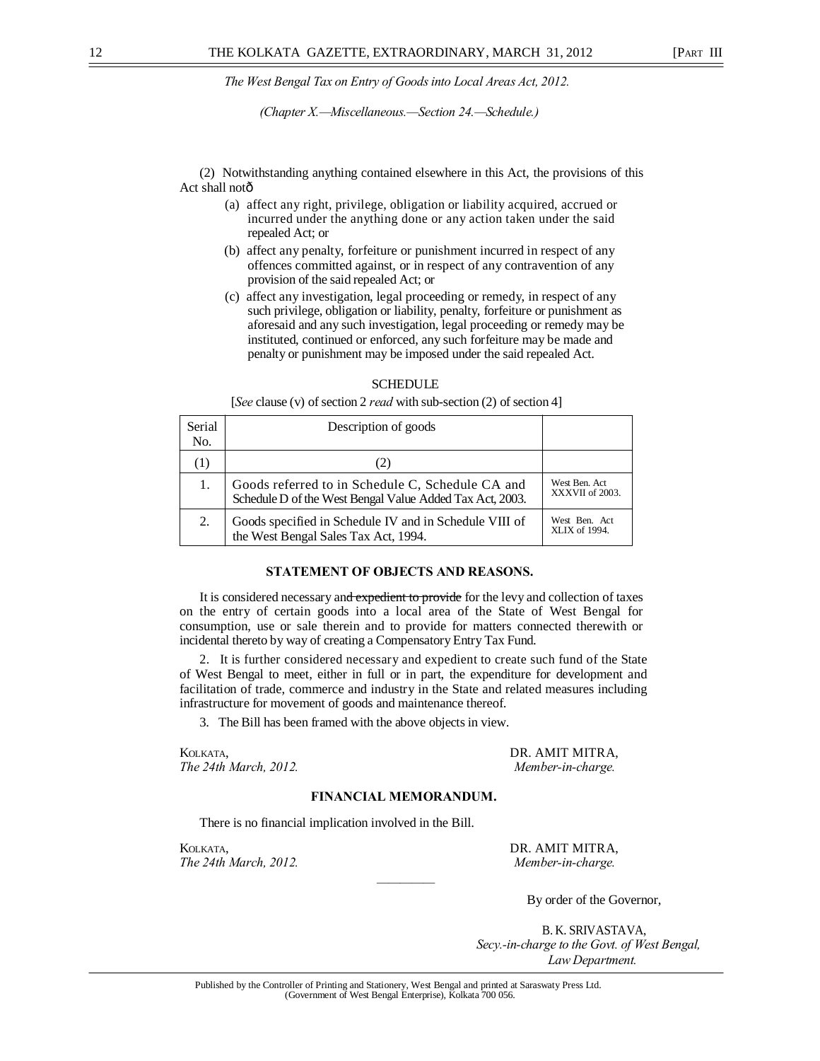*The West Bengal Tax on Entry of Goods into Local Areas Act, 2012.*

*(Chapter X.—Miscellaneous.—Section 24.—Schedule.)*

(2) Notwithstanding anything contained elsewhere in this Act, the provisions of this Act shall notô

(a) affect any right, privilege, obligation or liability acquired, accrued or incurred under the anything done or any action taken under the said repealed Act; or

(b) affect any penalty, forfeiture or punishment incurred in respect of any offences committed against, or in respect of any contravention of any provision of the said repealed Act; or

(c) affect any investigation, legal proceeding or remedy, in respect of any such privilege, obligation or liability, penalty, forfeiture or punishment as aforesaid and any such investigation, legal proceeding or remedy may be instituted, continued or enforced, any such forfeiture may be made and penalty or punishment may be imposed under the said repealed Act.

## SCHEDULE

[*See* clause (v) of section 2 *read* with sub-section (2) of section 4]

| Serial No. | Description of goods | |
|---|---|---|
| (1) | (2) | |
| 1. | Goods referred to in Schedule C, Schedule CA and Schedule D of the West Bengal Value Added Tax Act, 2003. | West Ben. Act XXXVII of 2003. |
| 2. | Goods specified in Schedule IV and in Schedule VIII of the West Bengal Sales Tax Act, 1994. | West Ben. Act XLIX of 1994. |

## STATEMENT OF OBJECTS AND REASONS.

It is considered necessary and ~~expedient to provide~~ for the levy and collection of taxes on the entry of certain goods into a local area of the State of West Bengal for consumption, use or sale therein and to provide for matters connected therewith or incidental thereto by way of creating a Compensatory Entry Tax Fund.

2. It is further considered necessary and expedient to create such fund of the State of West Bengal to meet, either in full or in part, the expenditure for development and facilitation of trade, commerce and industry in the State and related measures including infrastructure for movement of goods and maintenance thereof.

3. The Bill has been framed with the above objects in view.

KOLKATA,
*The 24th March, 2012.*

DR. AMIT MITRA,
*Member-in-charge.*

## FINANCIAL MEMORANDUM.

There is no financial implication involved in the Bill.

KOLKATA,
*The 24th March, 2012.*

DR. AMIT MITRA,
*Member-in-charge.*

---

By order of the Governor,

B. K. SRIVASTAVA,
*Secy.-in-charge to the Govt. of West Bengal,*
*Law Department.*

Published by the Controller of Printing and Stationery, West Bengal and printed at Saraswaty Press Ltd.
(Government of West Bengal Enterprise), Kolkata 700 056.